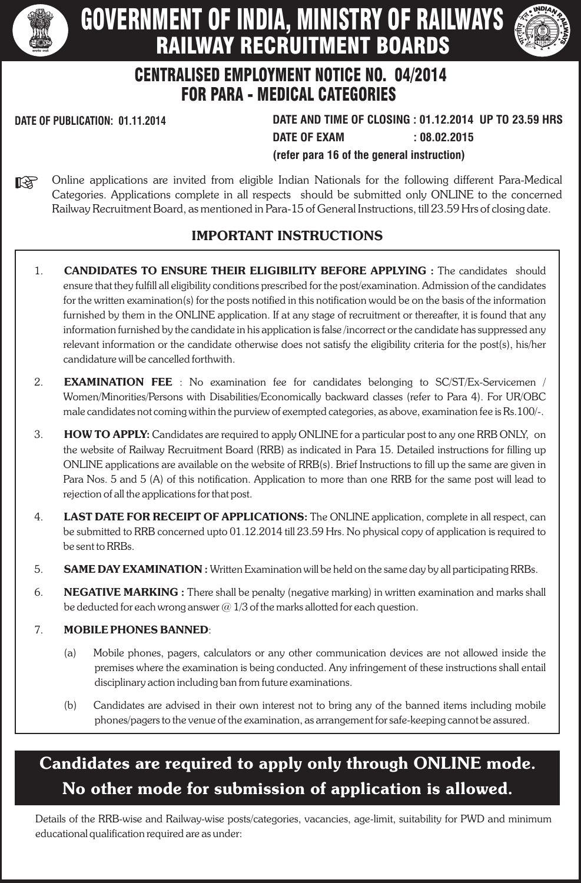# GOVERNMENT OF INDIA, MINISTRY OF RAILWAYS
## RAILWAY RECRUITMENT BOARDS

## CENTRALISED EMPLOYMENT NOTICE NO. 04/2014
## FOR PARA - MEDICAL CATEGORIES

**DATE OF PUBLICATION: 01.11.2014**

**DATE AND TIME OF CLOSING : 01.12.2014 UP TO 23.59 HRS**
**DATE OF EXAM : 08.02.2015**
**(refer para 16 of the general instruction)**

☞ Online applications are invited from eligible Indian Nationals for the following different Para-Medical Categories. Applications complete in all respects should be submitted only ONLINE to the concerned Railway Recruitment Board, as mentioned in Para-15 of General Instructions, till 23.59 Hrs of closing date.

### IMPORTANT INSTRUCTIONS

1. **CANDIDATES TO ENSURE THEIR ELIGIBILITY BEFORE APPLYING :** The candidates should ensure that they fulfill all eligibility conditions prescribed for the post/examination. Admission of the candidates for the written examination(s) for the posts notified in this notification would be on the basis of the information furnished by them in the ONLINE application. If at any stage of recruitment or thereafter, it is found that any information furnished by the candidate in his application is false /incorrect or the candidate has suppressed any relevant information or the candidate otherwise does not satisfy the eligibility criteria for the post(s), his/her candidature will be cancelled forthwith.

2. **EXAMINATION FEE** : No examination fee for candidates belonging to SC/ST/Ex-Servicemen / Women/Minorities/Persons with Disabilities/Economically backward classes (refer to Para 4). For UR/OBC male candidates not coming within the purview of exempted categories, as above, examination fee is Rs.100/-.

3. **HOW TO APPLY:** Candidates are required to apply ONLINE for a particular post to any one RRB ONLY, on the website of Railway Recruitment Board (RRB) as indicated in Para 15. Detailed instructions for filling up ONLINE applications are available on the website of RRB(s). Brief Instructions to fill up the same are given in Para Nos. 5 and 5 (A) of this notification. Application to more than one RRB for the same post will lead to rejection of all the applications for that post.

4. **LAST DATE FOR RECEIPT OF APPLICATIONS:** The ONLINE application, complete in all respect, can be submitted to RRB concerned upto 01.12.2014 till 23.59 Hrs. No physical copy of application is required to be sent to RRBs.

5. **SAME DAY EXAMINATION :** Written Examination will be held on the same day by all participating RRBs.

6. **NEGATIVE MARKING :** There shall be penalty (negative marking) in written examination and marks shall be deducted for each wrong answer @ 1/3 of the marks allotted for each question.

7. **MOBILE PHONES BANNED**:

   (a) Mobile phones, pagers, calculators or any other communication devices are not allowed inside the premises where the examination is being conducted. Any infringement of these instructions shall entail disciplinary action including ban from future examinations.

   (b) Candidates are advised in their own interest not to bring any of the banned items including mobile phones/pagers to the venue of the examination, as arrangement for safe-keeping cannot be assured.

**Candidates are required to apply only through ONLINE mode.**
**No other mode for submission of application is allowed.**

Details of the RRB-wise and Railway-wise posts/categories, vacancies, age-limit, suitability for PWD and minimum educational qualification required are as under: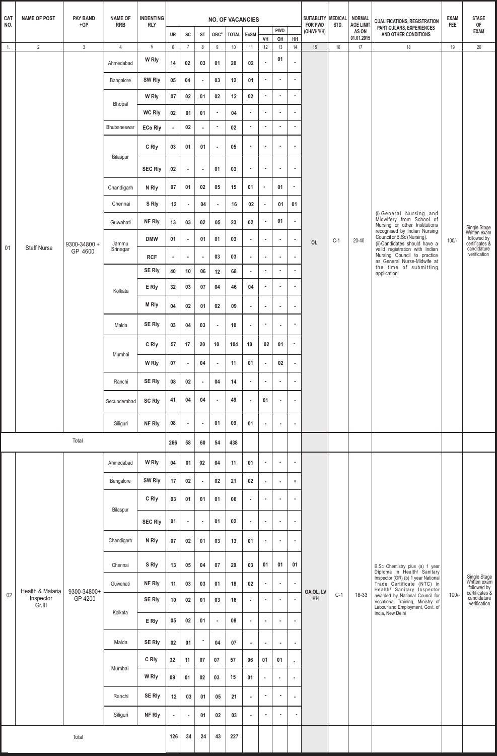| CAT NO. | NAME OF POST | PAY BAND +GP | NAME OF RRB | INDENTING RLY | NO. OF VACANCIES | | | | | | | | | SUITABLITY FOR PWD (OH/VH/HH) | MEDICAL STD. | NORMAL AGE LIMIT AS ON 01.01.2015 | QUALIFICATIONS, REGISTRATION PARTICULARS, EXPERIENCES AND OTHER CONDITIONS | EXAM FEE | STAGE OF EXAM |
|---|---|---|---|---|---|---|---|---|---|---|---|---|---|---|---|---|---|---|---|
| | | | | | UR | SC | ST | OBC* | TOTAL | ExSM | PWD | | | | | | | | |
| | | | | | | | | | | | VH | OH | HH | | | | | | |
| 1. | 2 | 3 | 4 | 5 | 6 | 7 | 8 | 9 | 10 | 11 | 12 | 13 | 14 | 15 | 16 | 17 | 18 | 19 | 20 |
| 01 | Staff Nurse | 9300-34800 + GP 4600 | Ahmedabad | W Rly | 14 | 02 | 03 | 01 | 20 | 02 | - | 01 | - | OL | C-1 | 20-40 | (i) General Nursing and Midwifery from School of Nursing or other Institutions recognised by Indian Nursing Council or B.Sc (Nursing). (ii)Candidates should have a valid registration with Indian Nursing Council to practice as General Nurse-Midwife at the time of submitting application | 100/- | Single Stage Written exam followed by certificates & candidature verification |
| | | | Bangalore | SW Rly | 05 | 04 | - | 03 | 12 | 01 | - | - | - | | | | | | |
| | | | Bhopal | W Rly | 07 | 02 | 01 | 02 | 12 | 02 | - | - | - | | | | | | |
| | | | | WC Rly | 02 | 01 | 01 | - | 04 | - | - | - | - | | | | | | |
| | | | Bhubaneswar | ECo Rly | - | 02 | - | - | 02 | - | - | - | - | | | | | | |
| | | | Bilaspur | C Rly | 03 | 01 | 01 | - | 05 | - | - | - | - | | | | | | |
| | | | | SEC Rly | 02 | - | - | 01 | 03 | - | - | - | - | | | | | | |
| | | | Chandigarh | N Rly | 07 | 01 | 02 | 05 | 15 | 01 | - | 01 | - | | | | | | |
| | | | Chennai | S Rly | 12 | - | 04 | - | 16 | 02 | - | 01 | 01 | | | | | | |
| | | | Guwahati | NF Rly | 13 | 03 | 02 | 05 | 23 | 02 | - | 01 | - | | | | | | |
| | | | Jammu Srinagar | DMW | 01 | - | 01 | 01 | 03 | - | - | - | - | | | | | | |
| | | | | RCF | - | - | - | 03 | 03 | - | - | - | - | | | | | | |
| | | | Kolkata | SE Rly | 40 | 10 | 06 | 12 | 68 | - | - | - | - | | | | | | |
| | | | | E Rly | 32 | 03 | 07 | 04 | 46 | 04 | - | - | - | | | | | | |
| | | | | M Rly | 04 | 02 | 01 | 02 | 09 | - | - | - | - | | | | | | |
| | | | Malda | SE Rly | 03 | 04 | 03 | - | 10 | - | - | - | - | | | | | | |
| | | | Mumbai | C Rly | 57 | 17 | 20 | 10 | 104 | 10 | 02 | 01 | - | | | | | | |
| | | | | W Rly | 07 | - | 04 | - | 11 | 01 | - | 02 | - | | | | | | |
| | | | Ranchi | SE Rly | 08 | 02 | - | 04 | 14 | - | - | - | - | | | | | | |
| | | | Secunderabad | SC Rly | 41 | 04 | 04 | - | 49 | - | 01 | - | - | | | | | | |
| | | | Siliguri | NF Rly | 08 | - | - | 01 | 09 | 01 | - | - | - | | | | | | |
| | Total | | | | 266 | 58 | 60 | 54 | 438 | | | | | | | | | | |
| 02 | Health & Malaria Inspector Gr.III | 9300-34800+ GP 4200 | Ahmedabad | W Rly | 04 | 01 | 02 | 04 | 11 | 01 | - | - | - | OA,OL, LV HH | C-1 | 18-33 | B.Sc Chemistry plus (a) 1 year Diploma in Health/ Sanitary Inspector (OR) (b) 1 year National Trade Certificate (NTC) in Health/ Sanitary Inspector awarded by National Council for Vocational Training, Ministry of Labour and Employment, Govt. of India, New Delhi | 100/- | Single Stage Written exam followed by certificates & candidature verification |
| | | | Bangalore | SW Rly | 17 | 02 | - | 02 | 21 | 02 | - | - | - | | | | | | |
| | | | Bilaspur | C Rly | 03 | 01 | 01 | 01 | 06 | - | - | - | - | | | | | | |
| | | | | SEC Rly | 01 | - | - | 01 | 02 | - | - | - | - | | | | | | |
| | | | Chandigarh | N Rly | 07 | 02 | 01 | 03 | 13 | 01 | - | - | - | | | | | | |
| | | | Chennai | S Rly | 13 | 05 | 04 | 07 | 29 | 03 | 01 | 01 | 01 | | | | | | |
| | | | Guwahati | NF Rly | 11 | 03 | 03 | 01 | 18 | 02 | - | - | - | | | | | | |
| | | | Kolkata | SE Rly | 10 | 02 | 01 | 03 | 16 | - | - | - | - | | | | | | |
| | | | | E Rly | 05 | 02 | 01 | - | 08 | - | - | - | - | | | | | | |
| | | | Malda | SE Rly | 02 | 01 | - | 04 | 07 | - | - | - | - | | | | | | |
| | | | Mumbai | C Rly | 32 | 11 | 07 | 07 | 57 | 06 | 01 | 01 | - | | | | | | |
| | | | | W Rly | 09 | 01 | 02 | 03 | 15 | 01 | - | - | - | | | | | | |
| | | | Ranchi | SE Rly | 12 | 03 | 01 | 05 | 21 | - | - | - | - | | | | | | |
| | | | Siliguri | NF Rly | - | - | 01 | 02 | 03 | - | - | - | - | | | | | | |
| | Total | | | | 126 | 34 | 24 | 43 | 227 | | | | | | | | | | |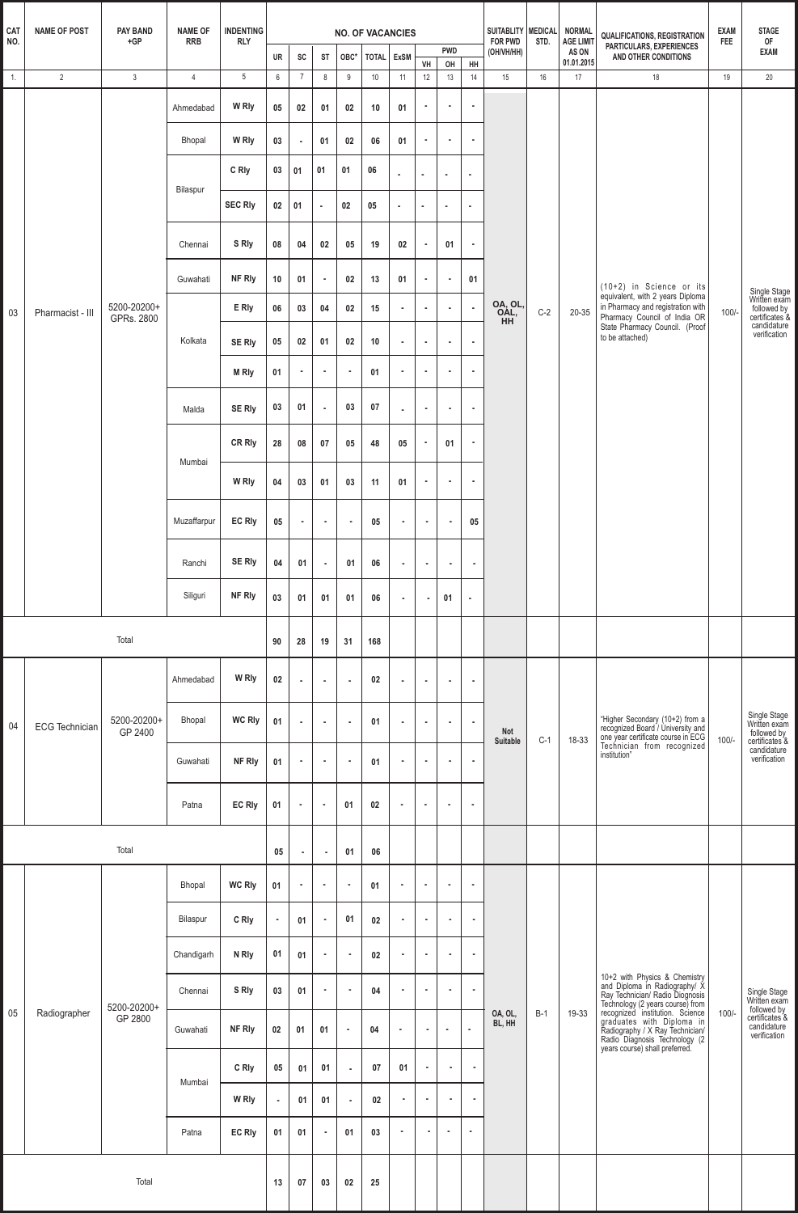| CAT NO. | NAME OF POST | PAY BAND +GP | NAME OF RRB | INDENTING RLY | NO. OF VACANCIES | | | | | | | | | SUITABLITY FOR PWD (OH/VH/HH) | MEDICAL STD. | NORMAL AGE LIMIT AS ON 01.01.2015 | QUALIFICATIONS, REGISTRATION PARTICULARS, EXPERIENCES AND OTHER CONDITIONS | EXAM FEE | STAGE OF EXAM |
|---|---|---|---|---|---|---|---|---|---|---|---|---|---|---|---|---|---|---|---|
| | | | | | UR | SC | ST | OBC* | TOTAL | ExSM | PWD | | | | | | | | |
| | | | | | | | | | | | VH | OH | HH | | | | | | |
| 1. | 2 | 3 | 4 | 5 | 6 | 7 | 8 | 9 | 10 | 11 | 12 | 13 | 14 | 15 | 16 | 17 | 18 | 19 | 20 |
| 03 | Pharmacist - III | 5200-20200+ GPRs. 2800 | Ahmedabad | W Rly | 05 | 02 | 01 | 02 | 10 | 01 | - | - | - | OA, OL, OAL, HH | C-2 | 20-35 | (10+2) in Science or its equivalent, with 2 years Diploma in Pharmacy and registration with Pharmacy Council of India OR State Pharmacy Council. (Proof to be attached) | 100/- | Single Stage Written exam followed by certificates & candidature verification |
| | | | Bhopal | W Rly | 03 | - | 01 | 02 | 06 | 01 | - | - | - | | | | | | |
| | | | Bilaspur | C Rly | 03 | 01 | 01 | 01 | 06 | - | - | - | - | | | | | | |
| | | | | SEC Rly | 02 | 01 | - | 02 | 05 | - | - | - | - | | | | | | |
| | | | Chennai | S Rly | 08 | 04 | 02 | 05 | 19 | 02 | - | 01 | - | | | | | | |
| | | | Guwahati | NF Rly | 10 | 01 | - | 02 | 13 | 01 | - | - | 01 | | | | | | |
| | | | Kolkata | E Rly | 06 | 03 | 04 | 02 | 15 | - | - | - | - | | | | | | |
| | | | | SE Rly | 05 | 02 | 01 | 02 | 10 | - | - | - | - | | | | | | |
| | | | | M Rly | 01 | - | - | - | 01 | - | - | - | - | | | | | | |
| | | | Malda | SE Rly | 03 | 01 | - | 03 | 07 | - | - | - | - | | | | | | |
| | | | Mumbai | CR Rly | 28 | 08 | 07 | 05 | 48 | 05 | - | 01 | - | | | | | | |
| | | | | W Rly | 04 | 03 | 01 | 03 | 11 | 01 | - | - | - | | | | | | |
| | | | Muzaffarpur | EC Rly | 05 | - | - | - | 05 | - | - | - | 05 | | | | | | |
| | | | Ranchi | SE Rly | 04 | 01 | - | 01 | 06 | - | - | - | - | | | | | | |
| | | | Siliguri | NF Rly | 03 | 01 | 01 | 01 | 06 | - | - | 01 | - | | | | | | |
| Total | | | | | 90 | 28 | 19 | 31 | 168 | | | | | | | | | | |
| 04 | ECG Technician | 5200-20200+ GP 2400 | Ahmedabad | W Rly | 02 | - | - | - | 02 | - | - | - | - | Not Suitable | C-1 | 18-33 | "Higher Secondary (10+2) from a recognized Board / University and one year certificate course in ECG Technician from recognized institution" | 100/- | Single Stage Written exam followed by certificates & candidature verification |
| | | | Bhopal | WC Rly | 01 | - | - | - | 01 | - | - | - | - | | | | | | |
| | | | Guwahati | NF Rly | 01 | - | - | - | 01 | - | - | - | - | | | | | | |
| | | | Patna | EC Rly | 01 | - | - | 01 | 02 | - | - | - | - | | | | | | |
| Total | | | | | 05 | - | - | 01 | 06 | | | | | | | | | | |
| 05 | Radiographer | 5200-20200+ GP 2800 | Bhopal | WC Rly | 01 | - | - | - | 01 | - | - | - | - | OA, OL, BL, HH | B-1 | 19-33 | 10+2 with Physics & Chemistry and Diploma in Radiography/ X Ray Technician/ Radio Diognosis Technology (2 years course) from recognized institution. Science graduates with Diploma in Radiography / X Ray Technician/ Radio Diagnosis Technology (2 years course) shall preferred. | 100/- | Single Stage Written exam followed by certificates & candidature verification |
| | | | Bilaspur | C Rly | - | 01 | - | 01 | 02 | - | - | - | - | | | | | | |
| | | | Chandigarh | N Rly | 01 | 01 | - | - | 02 | - | - | - | - | | | | | | |
| | | | Chennai | S Rly | 03 | 01 | - | - | 04 | - | - | - | - | | | | | | |
| | | | Guwahati | NF Rly | 02 | 01 | 01 | - | 04 | - | - | - | - | | | | | | |
| | | | Mumbai | C Rly | 05 | 01 | 01 | - | 07 | 01 | - | - | - | | | | | | |
| | | | | W Rly | - | 01 | 01 | - | 02 | - | - | - | - | | | | | | |
| | | | Patna | EC Rly | 01 | 01 | - | 01 | 03 | - | - | - | - | | | | | | |
| Total | | | | | 13 | 07 | 03 | 02 | 25 | | | | | | | | | | |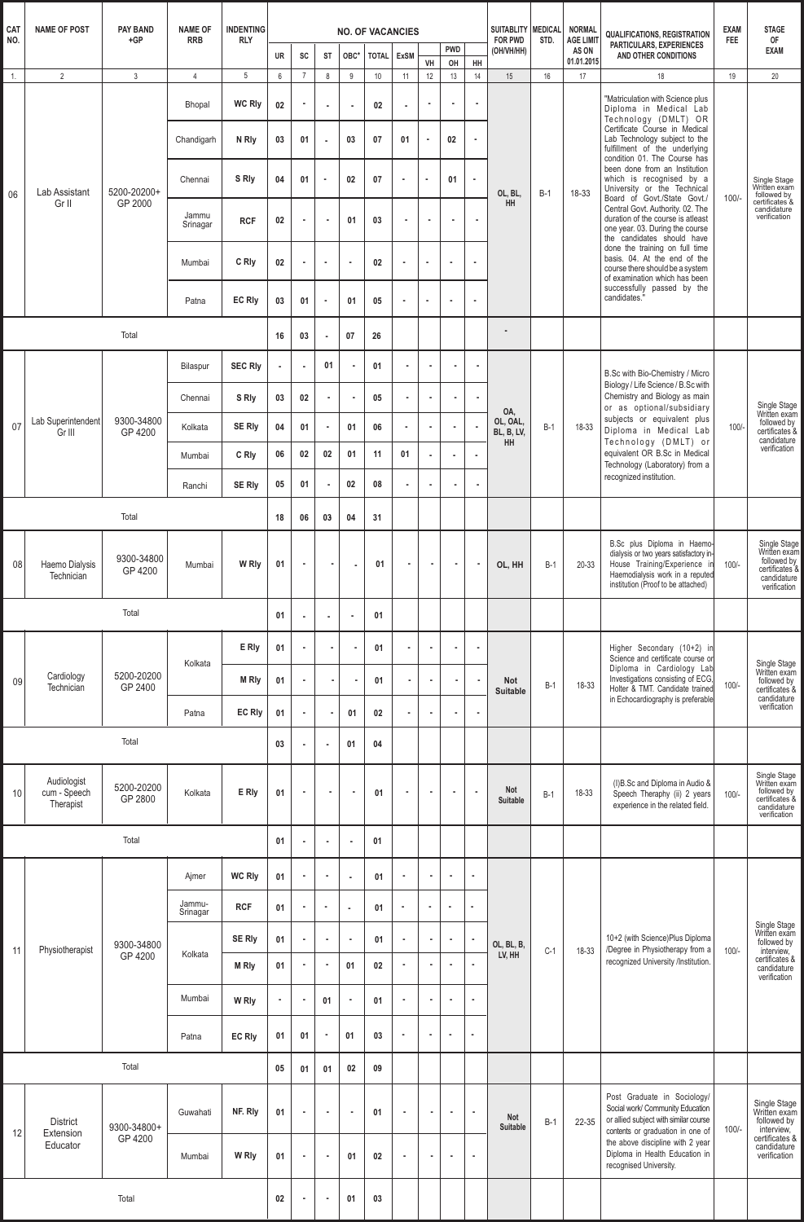| CAT NO. | NAME OF POST | PAY BAND +GP | NAME OF RRB | INDENTING RLY | NO. OF VACANCIES | | | | | | | | | SUITABLITY FOR PWD (OH/VH/HH) | MEDICAL STD. | NORMAL AGE LIMIT AS ON 01.01.2015 | QUALIFICATIONS, REGISTRATION PARTICULARS, EXPERIENCES AND OTHER CONDITIONS | EXAM FEE | STAGE OF EXAM |
|---|---|---|---|---|---|---|---|---|---|---|---|---|---|---|---|---|---|---|---|
| | | | | | UR | SC | ST | OBC* | TOTAL | ExSM | PWD VH | PWD OH | PWD HH | | | | | | |
| 1. | 2 | 3 | 4 | 5 | 6 | 7 | 8 | 9 | 10 | 11 | 12 | 13 | 14 | 15 | 16 | 17 | 18 | 19 | 20 |
| 06 | Lab Assistant Gr II | 5200-20200+ GP 2000 | Bhopal | WC Rly | 02 | - | - | - | 02 | - | - | - | - | OL, BL, HH | B-1 | 18-33 | "Matriculation with Science plus Diploma in Medical Lab Technology (DMLT) OR Certificate Course in Medical Lab Technology subject to the fulfillment of the underlying condition 01. The Course has been done from an Institution which is recognised by a University or the Technical Board of Govt./State Govt./ Central Govt. Authority. 02. The duration of the course is atleast one year. 03. During the course the candidates should have done the training on full time basis. 04. At the end of the course there should be a system of examination which has been successfully passed by the candidates." | 100/- | Single Stage Written exam followed by certificates & candidature verification |
| | | | Chandigarh | N Rly | 03 | 01 | - | 03 | 07 | 01 | - | 02 | - | | | | | | |
| | | | Chennai | S Rly | 04 | 01 | - | 02 | 07 | - | - | 01 | - | | | | | | |
| | | | Jammu Srinagar | RCF | 02 | - | - | 01 | 03 | - | - | - | - | | | | | | |
| | | | Mumbai | C Rly | 02 | - | - | - | 02 | - | - | - | - | | | | | | |
| | | | Patna | EC Rly | 03 | 01 | - | 01 | 05 | - | - | - | - | | | | | | |
| | Total | | | | 16 | 03 | - | 07 | 26 | | | | | - | | | | | |
| 07 | Lab Superintendent Gr III | 9300-34800 GP 4200 | Bilaspur | SEC Rly | - | - | 01 | - | 01 | - | - | - | - | OA, OL, OAL, BL, B, LV, HH | B-1 | 18-33 | B.Sc with Bio-Chemistry / Micro Biology / Life Science / B.Sc with Chemistry and Biology as main or as optional/subsidiary subjects or equivalent plus Diploma in Medical Lab Technology (DMLT) or equivalent OR B.Sc in Medical Technology (Laboratory) from a recognized institution. | 100/- | Single Stage Written exam followed by certificates & candidature verification |
| | | | Chennai | S Rly | 03 | 02 | - | - | 05 | - | - | - | - | | | | | | |
| | | | Kolkata | SE Rly | 04 | 01 | - | 01 | 06 | - | - | - | - | | | | | | |
| | | | Mumbai | C Rly | 06 | 02 | 02 | 01 | 11 | 01 | - | - | - | | | | | | |
| | | | Ranchi | SE Rly | 05 | 01 | - | 02 | 08 | - | - | - | - | | | | | | |
| | Total | | | | 18 | 06 | 03 | 04 | 31 | | | | | | | | | | |
| 08 | Haemo Dialysis Technician | 9300-34800 GP 4200 | Mumbai | W Rly | 01 | - | - | - | 01 | - | - | - | - | OL, HH | B-1 | 20-33 | B.Sc plus Diploma in Haemo-dialysis or two years satisfactory in-House Training/Experience in Haemodialysis work in a reputed institution (Proof to be attached) | 100/- | Single Stage Written exam followed by certificates & candidature verification |
| | Total | | | | 01 | - | - | - | 01 | | | | | | | | | | |
| 09 | Cardiology Technician | 5200-20200 GP 2400 | Kolkata | E Rly | 01 | - | - | - | 01 | - | - | - | - | Not Suitable | B-1 | 18-33 | Higher Secondary (10+2) in Science and certificate course or Diploma in Cardiology Lab Investigations consisting of ECG, Holter & TMT. Candidate trained in Echocardiography is preferable | 100/- | Single Stage Written exam followed by certificates & candidature verification |
| | | | | M Rly | 01 | - | - | - | 01 | - | - | - | - | | | | | | |
| | | | Patna | EC Rly | 01 | - | - | 01 | 02 | - | - | - | - | | | | | | |
| | Total | | | | 03 | - | - | 01 | 04 | | | | | | | | | | |
| 10 | Audiologist cum - Speech Therapist | 5200-20200 GP 2800 | Kolkata | E Rly | 01 | - | - | - | 01 | - | - | - | - | Not Suitable | B-1 | 18-33 | (I)B.Sc and Diploma in Audio & Speech Theraphy (ii) 2 years experience in the related field. | 100/- | Single Stage Written exam followed by certificates & candidature verification |
| | Total | | | | 01 | - | - | - | 01 | | | | | | | | | | |
| 11 | Physiotherapist | 9300-34800 GP 4200 | Ajmer | WC Rly | 01 | - | - | - | 01 | - | - | - | - | OL, BL, B, LV, HH | C-1 | 18-33 | 10+2 (with Science)Plus Diploma /Degree in Physiotherapy from a recognized University /Institution. | 100/- | Single Stage Written exam followed by interview, certificates & candidature verification |
| | | | Jammu-Srinagar | RCF | 01 | - | - | - | 01 | - | - | - | - | | | | | | |
| | | | Kolkata | SE Rly | 01 | - | - | - | 01 | - | - | - | - | | | | | | |
| | | | | M Rly | 01 | - | - | 01 | 02 | - | - | - | - | | | | | | |
| | | | Mumbai | W Rly | - | - | 01 | - | 01 | - | - | - | - | | | | | | |
| | | | Patna | EC Rly | 01 | 01 | - | 01 | 03 | - | - | - | - | | | | | | |
| | Total | | | | 05 | 01 | 01 | 02 | 09 | | | | | | | | | | |
| 12 | District Extension Educator | 9300-34800+ GP 4200 | Guwahati | NF. Rly | 01 | - | - | - | 01 | - | - | - | - | Not Suitable | B-1 | 22-35 | Post Graduate in Sociology/ Social work/ Community Education or allied subject with similar course contents or graduation in one of the above discipline with 2 year Diploma in Health Education in recognised University. | 100/- | Single Stage Written exam followed by interview, certificates & candidature verification |
| | | | Mumbai | W Rly | 01 | - | - | 01 | 02 | - | - | - | - | | | | | | |
| | Total | | | | 02 | - | - | 01 | 03 | | | | | | | | | | |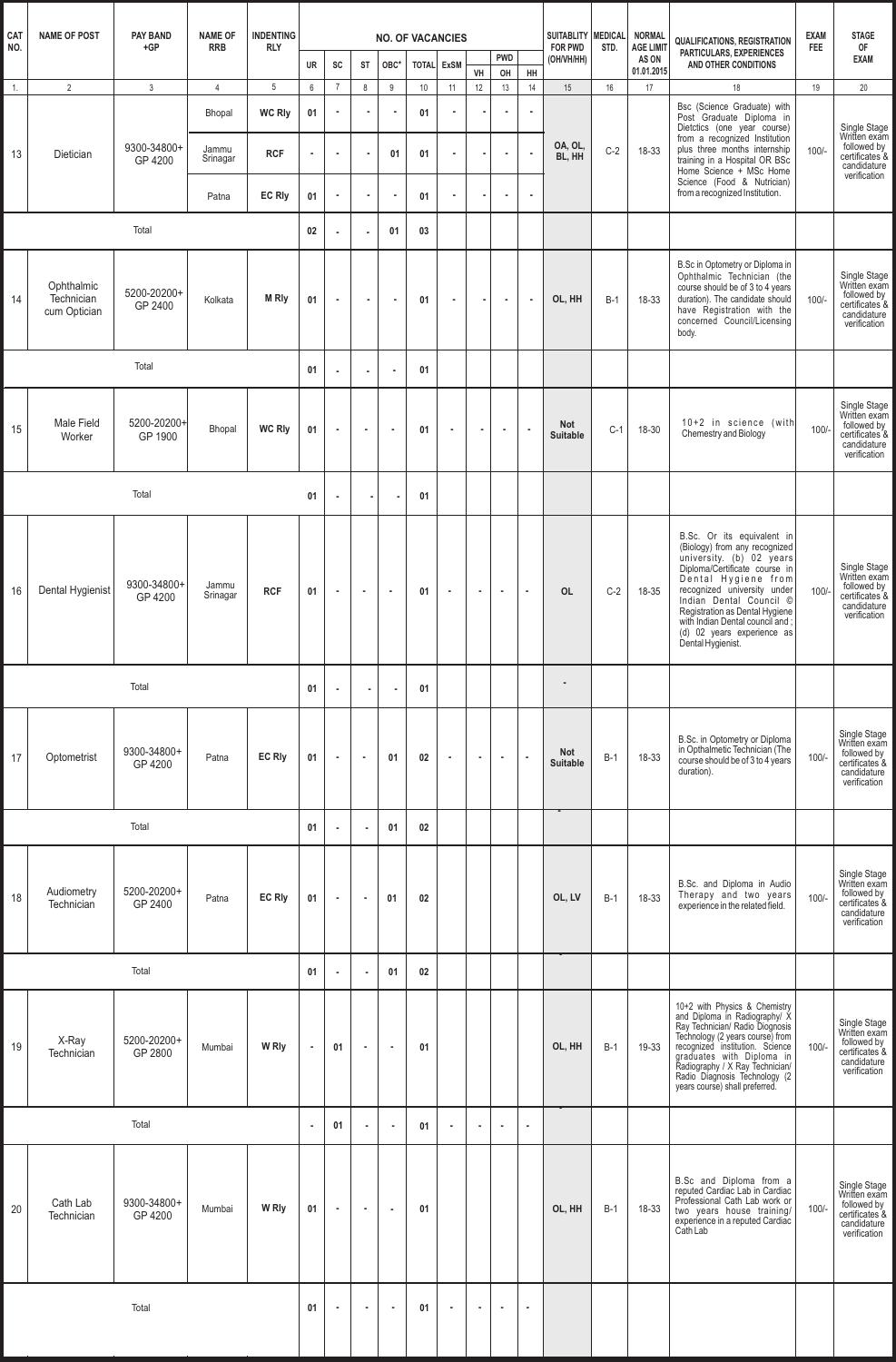| CAT NO. | NAME OF POST | PAY BAND +GP | NAME OF RRB | INDENTING RLY | NO. OF VACANCIES | | | | | | | | | SUITABLITY FOR PWD (OH/VH/HH) | MEDICAL STD. | NORMAL AGE LIMIT AS ON 01.01.2015 | QUALIFICATIONS, REGISTRATION PARTICULARS, EXPERIENCES AND OTHER CONDITIONS | EXAM FEE | STAGE OF EXAM |
|---|---|---|---|---|---|---|---|---|---|---|---|---|---|---|---|---|---|---|---|
| | | | | | UR | SC | ST | OBC* | TOTAL | ExSM | PWD | | | | | | | | |
| | | | | | | | | | | | VH | OH | HH | | | | | | |
| 1. | 2 | 3 | 4 | 5 | 6 | 7 | 8 | 9 | 10 | 11 | 12 | 13 | 14 | 15 | 16 | 17 | 18 | 19 | 20 |
| 13 | Dietician | 9300-34800+ GP 4200 | Bhopal | WC Rly | 01 | - | - | - | 01 | - | - | - | - | OA, OL, BL, HH | C-2 | 18-33 | Bsc (Science Graduate) with Post Graduate Diploma in Dietctics (one year course) from a recognized Institution plus three months internship training in a Hospital OR BSc Home Science + MSc Home Science (Food & Nutrician) from a recognized Institution. | 100/- | Single Stage Written exam followed by certificates & candidature verification |
| | | | Jammu Srinagar | RCF | - | - | - | 01 | 01 | - | - | - | - | | | | | | |
| | | | Patna | EC Rly | 01 | - | - | - | 01 | - | - | - | - | | | | | | |
| | Total | | | | 02 | - | - | 01 | 03 | | | | | | | | | | |
| 14 | Ophthalmic Technician cum Optician | 5200-20200+ GP 2400 | Kolkata | M Rly | 01 | - | - | - | 01 | - | - | - | - | OL, HH | B-1 | 18-33 | B.Sc in Optometry or Diploma in Ophthalmic Technician (the course should be of 3 to 4 years duration). The candidate should have Registration with the concerned Council/Licensing body. | 100/- | Single Stage Written exam followed by certificates & candidature verification |
| | Total | | | | 01 | - | - | - | 01 | | | | | | | | | | |
| 15 | Male Field Worker | 5200-20200+ GP 1900 | Bhopal | WC Rly | 01 | - | - | - | 01 | - | - | - | - | Not Suitable | C-1 | 18-30 | 10+2 in science (with Chemestry and Biology | 100/- | Single Stage Written exam followed by certificates & candidature verification |
| | Total | | | | 01 | - | - | - | 01 | | | | | | | | | | |
| 16 | Dental Hygienist | 9300-34800+ GP 4200 | Jammu Srinagar | RCF | 01 | - | - | - | 01 | - | - | - | - | OL | C-2 | 18-35 | B.Sc. Or its equivalent in (Biology) from any recognized university. (b) 02 years Diploma/Certificate course in Dental Hygiene from recognized university under Indian Dental Council © Registration as Dental Hygiene with Indian Dental council and ; (d) 02 years experience as Dental Hygienist. | 100/- | Single Stage Written exam followed by certificates & candidature verification |
| | Total | | | | 01 | - | - | - | 01 | | | | | - | | | | | |
| 17 | Optometrist | 9300-34800+ GP 4200 | Patna | EC Rly | 01 | - | - | 01 | 02 | - | - | - | - | Not Suitable | B-1 | 18-33 | B.Sc. in Optometry or Diploma in Opthalmetic Technician (The course should be of 3 to 4 years duration). | 100/- | Single Stage Written exam followed by certificates & candidature verification |
| | Total | | | | 01 | - | - | 01 | 02 | | | | | | | | | | |
| 18 | Audiometry Technician | 5200-20200+ GP 2400 | Patna | EC Rly | 01 | - | - | 01 | 02 | - | - | - | - | OL, LV | B-1 | 18-33 | B.Sc. and Diploma in Audio Therapy and two years experience in the related field. | 100/- | Single Stage Written exam followed by certificates & candidature verification |
| | Total | | | | 01 | - | - | 01 | 02 | | | | | | | | | | |
| 19 | X-Ray Technician | 5200-20200+ GP 2800 | Mumbai | W Rly | - | 01 | - | - | 01 | - | - | - | - | OL, HH | B-1 | 19-33 | 10+2 with Physics & Chemistry and Diploma in Radiography/ X Ray Technician/ Radio Diognosis Technology (2 years course) from recognized institution. Science graduates with Diploma in Radiography / X Ray Technician/ Radio Diagnosis Technology (2 years course) shall preferred. | 100/- | Single Stage Written exam followed by certificates & candidature verification |
| | Total | | | | - | 01 | - | - | 01 | - | - | - | - | | | | | | |
| 20 | Cath Lab Technician | 9300-34800+ GP 4200 | Mumbai | W Rly | 01 | - | - | - | 01 | - | - | - | - | OL, HH | B-1 | 18-33 | B.Sc and Diploma from a reputed Cardiac Lab in Cardiac Professional Cath Lab work or two years house training/ experience in a reputed Cardiac Cath Lab | 100/- | Single Stage Written exam followed by certificates & candidature verification |
| | Total | | | | 01 | - | - | - | 01 | - | - | - | - | | | | | | |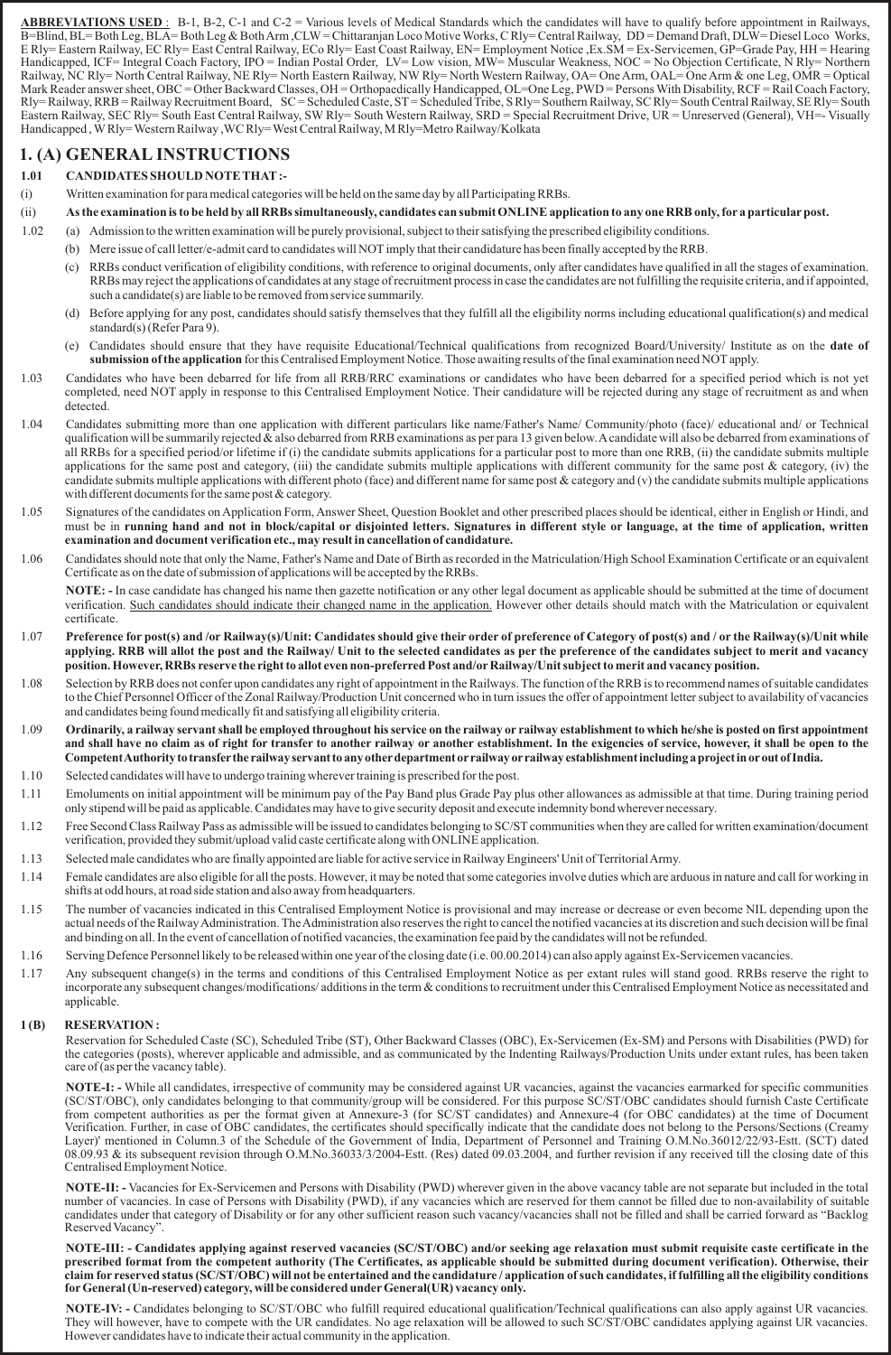**ABBREVIATIONS USED** : B-1, B-2, C-1 and C-2 = Various levels of Medical Standards which the candidates will have to qualify before appointment in Railways, B=Blind, BL= Both Leg, BLA= Both Leg & Both Arm ,CLW = Chittaranjan Loco Motive Works, C Rly= Central Railway, DD = Demand Draft, DLW= Diesel Loco Works, E Rly= Eastern Railway, EC Rly= East Central Railway, ECo Rly= East Coast Railway, EN= Employment Notice ,Ex.SM = Ex-Servicemen, GP=Grade Pay, HH = Hearing Handicapped, ICF= Integral Coach Factory, IPO = Indian Postal Order, LV= Low vision, MW= Muscular Weakness, NOC = No Objection Certificate, N Rly= Northern Railway, NC Rly= North Central Railway, NE Rly= North Eastern Railway, NW Rly= North Western Railway, OA= One Arm, OAL= One Arm & one Leg, OMR = Optical Mark Reader answer sheet, OBC = Other Backward Classes, OH = Orthopaedically Handicapped, OL=One Leg, PWD = Persons With Disability, RCF = Rail Coach Factory, Rly= Railway, RRB = Railway Recruitment Board, SC = Scheduled Caste, ST = Scheduled Tribe, S Rly= Southern Railway, SC Rly= South Central Railway, SE Rly= South Eastern Railway, SEC Rly= South East Central Railway, SW Rly= South Western Railway, SRD = Special Recruitment Drive, UR = Unreserved (General), VH=- Visually Handicapped , W Rly= Western Railway ,WC Rly= West Central Railway, M Rly=Metro Railway/Kolkata

# 1. (A) GENERAL INSTRUCTIONS

**1.01 CANDIDATES SHOULD NOTE THAT :-**

(i) Written examination for para medical categories will be held on the same day by all Participating RRBs.

(ii) **As the examination is to be held by all RRBs simultaneously, candidates can submit ONLINE application to any one RRB only, for a particular post.**

1.02 (a) Admission to the written examination will be purely provisional, subject to their satisfying the prescribed eligibility conditions.

(b) Mere issue of call letter/e-admit card to candidates will NOT imply that their candidature has been finally accepted by the RRB.

(c) RRBs conduct verification of eligibility conditions, with reference to original documents, only after candidates have qualified in all the stages of examination. RRBs may reject the applications of candidates at any stage of recruitment process in case the candidates are not fulfilling the requisite criteria, and if appointed, such a candidate(s) are liable to be removed from service summarily.

(d) Before applying for any post, candidates should satisfy themselves that they fulfill all the eligibility norms including educational qualification(s) and medical standard(s) (Refer Para 9).

(e) Candidates should ensure that they have requisite Educational/Technical qualifications from recognized Board/University/ Institute as on the **date of submission of the application** for this Centralised Employment Notice. Those awaiting results of the final examination need NOT apply.

1.03 Candidates who have been debarred for life from all RRB/RRC examinations or candidates who have been debarred for a specified period which is not yet completed, need NOT apply in response to this Centralised Employment Notice. Their candidature will be rejected during any stage of recruitment as and when detected.

1.04 Candidates submitting more than one application with different particulars like name/Father's Name/ Community/photo (face)/ educational and/ or Technical qualification will be summarily rejected & also debarred from RRB examinations as per para 13 given below. A candidate will also be debarred from examinations of all RRBs for a specified period/or lifetime if (i) the candidate submits applications for a particular post to more than one RRB, (ii) the candidate submits multiple applications for the same post and category, (iii) the candidate submits multiple applications with different community for the same post & category, (iv) the candidate submits multiple applications with different photo (face) and different name for same post & category and (v) the candidate submits multiple applications with different documents for the same post & category.

1.05 Signatures of the candidates on Application Form, Answer Sheet, Question Booklet and other prescribed places should be identical, either in English or Hindi, and must be in **running hand and not in block/capital or disjointed letters. Signatures in different style or language, at the time of application, written examination and document verification etc., may result in cancellation of candidature.**

1.06 Candidates should note that only the Name, Father's Name and Date of Birth as recorded in the Matriculation/High School Examination Certificate or an equivalent Certificate as on the date of submission of applications will be accepted by the RRBs.

**NOTE: -** In case candidate has changed his name then gazette notification or any other legal document as applicable should be submitted at the time of document verification. Such candidates should indicate their changed name in the application. However other details should match with the Matriculation or equivalent certificate.

1.07 **Preference for post(s) and /or Railway(s)/Unit: Candidates should give their order of preference of Category of post(s) and / or the Railway(s)/Unit while applying. RRB will allot the post and the Railway/ Unit to the selected candidates as per the preference of the candidates subject to merit and vacancy position. However, RRBs reserve the right to allot even non-preferred Post and/or Railway/Unit subject to merit and vacancy position.**

1.08 Selection by RRB does not confer upon candidates any right of appointment in the Railways. The function of the RRB is to recommend names of suitable candidates to the Chief Personnel Officer of the Zonal Railway/Production Unit concerned who in turn issues the offer of appointment letter subject to availability of vacancies and candidates being found medically fit and satisfying all eligibility criteria.

1.09 **Ordinarily, a railway servant shall be employed throughout his service on the railway or railway establishment to which he/she is posted on first appointment and shall have no claim as of right for transfer to another railway or another establishment. In the exigencies of service, however, it shall be open to the Competent Authority to transfer the railway servant to any other department or railway or railway establishment including a project in or out of India.**

1.10 Selected candidates will have to undergo training wherever training is prescribed for the post.

1.11 Emoluments on initial appointment will be minimum pay of the Pay Band plus Grade Pay plus other allowances as admissible at that time. During training period only stipend will be paid as applicable. Candidates may have to give security deposit and execute indemnity bond wherever necessary.

1.12 Free Second Class Railway Pass as admissible will be issued to candidates belonging to SC/ST communities when they are called for written examination/document verification, provided they submit/upload valid caste certificate along with ONLINE application.

1.13 Selected male candidates who are finally appointed are liable for active service in Railway Engineers' Unit of Territorial Army.

1.14 Female candidates are also eligible for all the posts. However, it may be noted that some categories involve duties which are arduous in nature and call for working in shifts at odd hours, at road side station and also away from headquarters.

1.15 The number of vacancies indicated in this Centralised Employment Notice is provisional and may increase or decrease or even become NIL depending upon the actual needs of the Railway Administration. The Administration also reserves the right to cancel the notified vacancies at its discretion and such decision will be final and binding on all. In the event of cancellation of notified vacancies, the examination fee paid by the candidates will not be refunded.

1.16 Serving Defence Personnel likely to be released within one year of the closing date (i.e. 00.00.2014) can also apply against Ex-Servicemen vacancies.

1.17 Any subsequent change(s) in the terms and conditions of this Centralised Employment Notice as per extant rules will stand good. RRBs reserve the right to incorporate any subsequent changes/modifications/ additions in the term & conditions to recruitment under this Centralised Employment Notice as necessitated and applicable.

## 1 (B) RESERVATION :

Reservation for Scheduled Caste (SC), Scheduled Tribe (ST), Other Backward Classes (OBC), Ex-Servicemen (Ex-SM) and Persons with Disabilities (PWD) for the categories (posts), wherever applicable and admissible, and as communicated by the Indenting Railways/Production Units under extant rules, has been taken care of (as per the vacancy table).

**NOTE-I: -** While all candidates, irrespective of community may be considered against UR vacancies, against the vacancies earmarked for specific communities (SC/ST/OBC), only candidates belonging to that community/group will be considered. For this purpose SC/ST/OBC candidates should furnish Caste Certificate from competent authorities as per the format given at Annexure-3 (for SC/ST candidates) and Annexure-4 (for OBC candidates) at the time of Document Verification. Further, in case of OBC candidates, the certificates should specifically indicate that the candidate does not belong to the Persons/Sections (Creamy Layer)' mentioned in Column.3 of the Schedule of the Government of India, Department of Personnel and Training O.M.No.36012/22/93-Estt. (SCT) dated 08.09.93 & its subsequent revision through O.M.No.36033/3/2004-Estt. (Res) dated 09.03.2004, and further revision if any received till the closing date of this Centralised Employment Notice.

**NOTE-II: -** Vacancies for Ex-Servicemen and Persons with Disability (PWD) wherever given in the above vacancy table are not separate but included in the total number of vacancies. In case of Persons with Disability (PWD), if any vacancies which are reserved for them cannot be filled due to non-availability of suitable candidates under that category of Disability or for any other sufficient reason such vacancy/vacancies shall not be filled and shall be carried forward as "Backlog Reserved Vacancy".

**NOTE-III: - Candidates applying against reserved vacancies (SC/ST/OBC) and/or seeking age relaxation must submit requisite caste certificate in the prescribed format from the competent authority (The Certificates, as applicable should be submitted during document verification). Otherwise, their claim for reserved status (SC/ST/OBC) will not be entertained and the candidature / application of such candidates, if fulfilling all the eligibility conditions for General (Un-reserved) category, will be considered under General(UR) vacancy only.**

**NOTE-IV: -** Candidates belonging to SC/ST/OBC who fulfill required educational qualification/Technical qualifications can also apply against UR vacancies. They will however, have to compete with the UR candidates. No age relaxation will be allowed to such SC/ST/OBC candidates applying against UR vacancies. However candidates have to indicate their actual community in the application.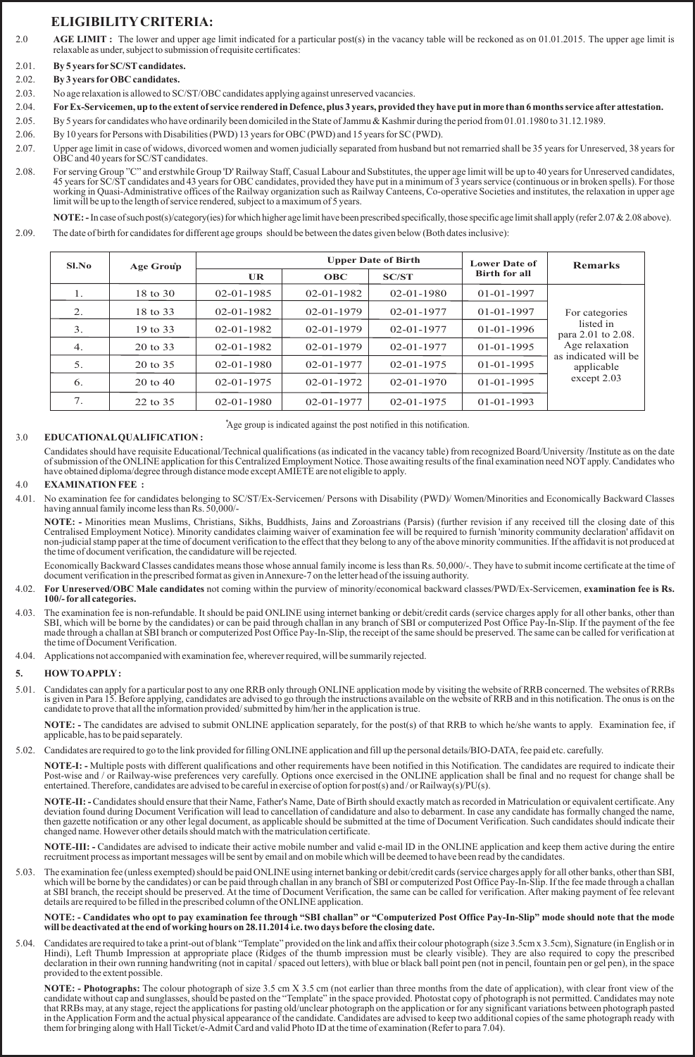## ELIGIBILITY CRITERIA:

2.0 **AGE LIMIT :** The lower and upper age limit indicated for a particular post(s) in the vacancy table will be reckoned as on 01.01.2015. The upper age limit is relaxable as under, subject to submission of requisite certificates:

2.01. **By 5 years for SC/ST candidates.**

2.02. **By 3 years for OBC candidates.**

2.03. No age relaxation is allowed to SC/ST/OBC candidates applying against unreserved vacancies.

2.04. **For Ex-Servicemen, up to the extent of service rendered in Defence, plus 3 years, provided they have put in more than 6 months service after attestation.**

2.05. By 5 years for candidates who have ordinarily been domiciled in the State of Jammu & Kashmir during the period from 01.01.1980 to 31.12.1989.

2.06. By 10 years for Persons with Disabilities (PWD) 13 years for OBC (PWD) and 15 years for SC (PWD).

2.07. Upper age limit in case of widows, divorced women and women judicially separated from husband but not remarried shall be 35 years for Unreserved, 38 years for OBC and 40 years for SC/ST candidates.

2.08. For serving Group "C" and erstwhile Group 'D' Railway Staff, Casual Labour and Substitutes, the upper age limit will be up to 40 years for Unreserved candidates, 45 years for SC/ST candidates and 43 years for OBC candidates, provided they have put in a minimum of 3 years service (continuous or in broken spells). For those working in Quasi-Administrative offices of the Railway organization such as Railway Canteens, Co-operative Societies and institutes, the relaxation in upper age limit will be up to the length of service rendered, subject to a maximum of 5 years.

**NOTE: -** In case of such post(s)/category(ies) for which higher age limit have been prescribed specifically, those specific age limit shall apply (refer 2.07 & 2.08 above).

2.09. The date of birth for candidates for different age groups should be between the dates given below (Both dates inclusive):

| Sl.No | Age Group* | Upper Date of Birth | | | Lower Date of Birth for all | Remarks |
|---|---|---|---|---|---|---|
| | | UR | OBC | SC/ST | | |
| 1. | 18 to 30 | 02-01-1985 | 02-01-1982 | 02-01-1980 | 01-01-1997 | For categories listed in para 2.01 to 2.08. Age relaxation as indicated will be applicable except 2.03 |
| 2. | 18 to 33 | 02-01-1982 | 02-01-1979 | 02-01-1977 | 01-01-1997 | |
| 3. | 19 to 33 | 02-01-1982 | 02-01-1979 | 02-01-1977 | 01-01-1996 | |
| 4. | 20 to 33 | 02-01-1982 | 02-01-1979 | 02-01-1977 | 01-01-1995 | |
| 5. | 20 to 35 | 02-01-1980 | 02-01-1977 | 02-01-1975 | 01-01-1995 | |
| 6. | 20 to 40 | 02-01-1975 | 02-01-1972 | 02-01-1970 | 01-01-1995 | |
| 7. | 22 to 35 | 02-01-1980 | 02-01-1977 | 02-01-1975 | 01-01-1993 | |

*Age group is indicated against the post notified in this notification.

3.0 **EDUCATIONAL QUALIFICATION :**

Candidates should have requisite Educational/Technical qualifications (as indicated in the vacancy table) from recognized Board/University /Institute as on the date of submission of the ONLINE application for this Centralized Employment Notice. Those awaiting results of the final examination need NOT apply. Candidates who have obtained diploma/degree through distance mode except AMIETE are not eligible to apply.

4.0 **EXAMINATION FEE :**

4.01. No examination fee for candidates belonging to SC/ST/Ex-Servicemen/ Persons with Disability (PWD)/ Women/Minorities and Economically Backward Classes having annual family income less than Rs. 50,000/-

**NOTE: -** Minorities mean Muslims, Christians, Sikhs, Buddhists, Jains and Zoroastrians (Parsis) (further revision if any received till the closing date of this Centralised Employment Notice). Minority candidates claiming waiver of examination fee will be required to furnish 'minority community declaration' affidavit on non-judicial stamp paper at the time of document verification to the effect that they belong to any of the above minority communities. If the affidavit is not produced at the time of document verification, the candidature will be rejected.

Economically Backward Classes candidates means those whose annual family income is less than Rs. 50,000/-. They have to submit income certificate at the time of document verification in the prescribed format as given in Annexure-7 on the letter head of the issuing authority.

4.02. **For Unreserved/OBC Male candidates** not coming within the purview of minority/economical backward classes/PWD/Ex-Servicemen, **examination fee is Rs. 100/- for all categories.**

4.03. The examination fee is non-refundable. It should be paid ONLINE using internet banking or debit/credit cards (service charges apply for all other banks, other than SBI, which will be borne by the candidates) or can be paid through challan in any branch of SBI or computerized Post Office Pay-In-Slip. If the payment of the fee made through a challan at SBI branch or computerized Post Office Pay-In-Slip, the receipt of the same should be preserved. The same can be called for verification at the time of Document Verification.

4.04. Applications not accompanied with examination fee, wherever required, will be summarily rejected.

5. **HOW TO APPLY :**

5.01. Candidates can apply for a particular post to any one RRB only through ONLINE application mode by visiting the website of RRB concerned. The websites of RRBs is given in Para 15. Before applying, candidates are advised to go through the instructions available on the website of RRB and in this notification. The onus is on the candidate to prove that all the information provided/ submitted by him/her in the application is true.

**NOTE: -** The candidates are advised to submit ONLINE application separately, for the post(s) of that RRB to which he/she wants to apply. Examination fee, if applicable, has to be paid separately.

5.02. Candidates are required to go to the link provided for filling ONLINE application and fill up the personal details/BIO-DATA, fee paid etc. carefully.

**NOTE-I: -** Multiple posts with different qualifications and other requirements have been notified in this Notification. The candidates are required to indicate their Post-wise and / or Railway-wise preferences very carefully. Options once exercised in the ONLINE application shall be final and no request for change shall be entertained. Therefore, candidates are advised to be careful in exercise of option for post(s) and / or Railway(s)/PU(s).

**NOTE-II: -** Candidates should ensure that their Name, Father's Name, Date of Birth should exactly match as recorded in Matriculation or equivalent certificate. Any deviation found during Document Verification will lead to cancellation of candidature and also to debarment. In case any candidate has formally changed the name, then gazette notification or any other legal document, as applicable should be submitted at the time of Document Verification. Such candidates should indicate their changed name. However other details should match with the matriculation certificate.

**NOTE-III: -** Candidates are advised to indicate their active mobile number and valid e-mail ID in the ONLINE application and keep them active during the entire recruitment process as important messages will be sent by email and on mobile which will be deemed to have been read by the candidates.

5.03. The examination fee (unless exempted) should be paid ONLINE using internet banking or debit/credit cards (service charges apply for all other banks, other than SBI, which will be borne by the candidates) or can be paid through challan in any branch of SBI or computerized Post Office Pay-In-Slip. If the fee made through a challan at SBI branch, the receipt should be preserved. At the time of Document Verification, the same can be called for verification. After making payment of fee relevant details are required to be filled in the prescribed column of the ONLINE application.

**NOTE: - Candidates who opt to pay examination fee through "SBI challan" or "Computerized Post Office Pay-In-Slip" mode should note that the mode will be deactivated at the end of working hours on 28.11.2014 i.e. two days before the closing date.**

5.04. Candidates are required to take a print-out of blank "Template" provided on the link and affix their colour photograph (size 3.5cm x 3.5cm), Signature (in English or in Hindi), Left Thumb Impression at appropriate place (Ridges of the thumb impression must be clearly visible). They are also required to copy the prescribed declaration in their own running handwriting (not in capital / spaced out letters), with blue or black ball point pen (not in pencil, fountain pen or gel pen), in the space provided to the extent possible.

**NOTE: - Photographs:** The colour photograph of size 3.5 cm X 3.5 cm (not earlier than three months from the date of application), with clear front view of the candidate without cap and sunglasses, should be pasted on the "Template" in the space provided. Photostat copy of photograph is not permitted. Candidates may note that RRBs may, at any stage, reject the applications for pasting old/unclear photograph on the application or for any significant variations between photograph pasted in the Application Form and the actual physical appearance of the candidate. Candidates are advised to keep two additional copies of the same photograph ready with them for bringing along with Hall Ticket/e-Admit Card and valid Photo ID at the time of examination (Refer to para 7.04).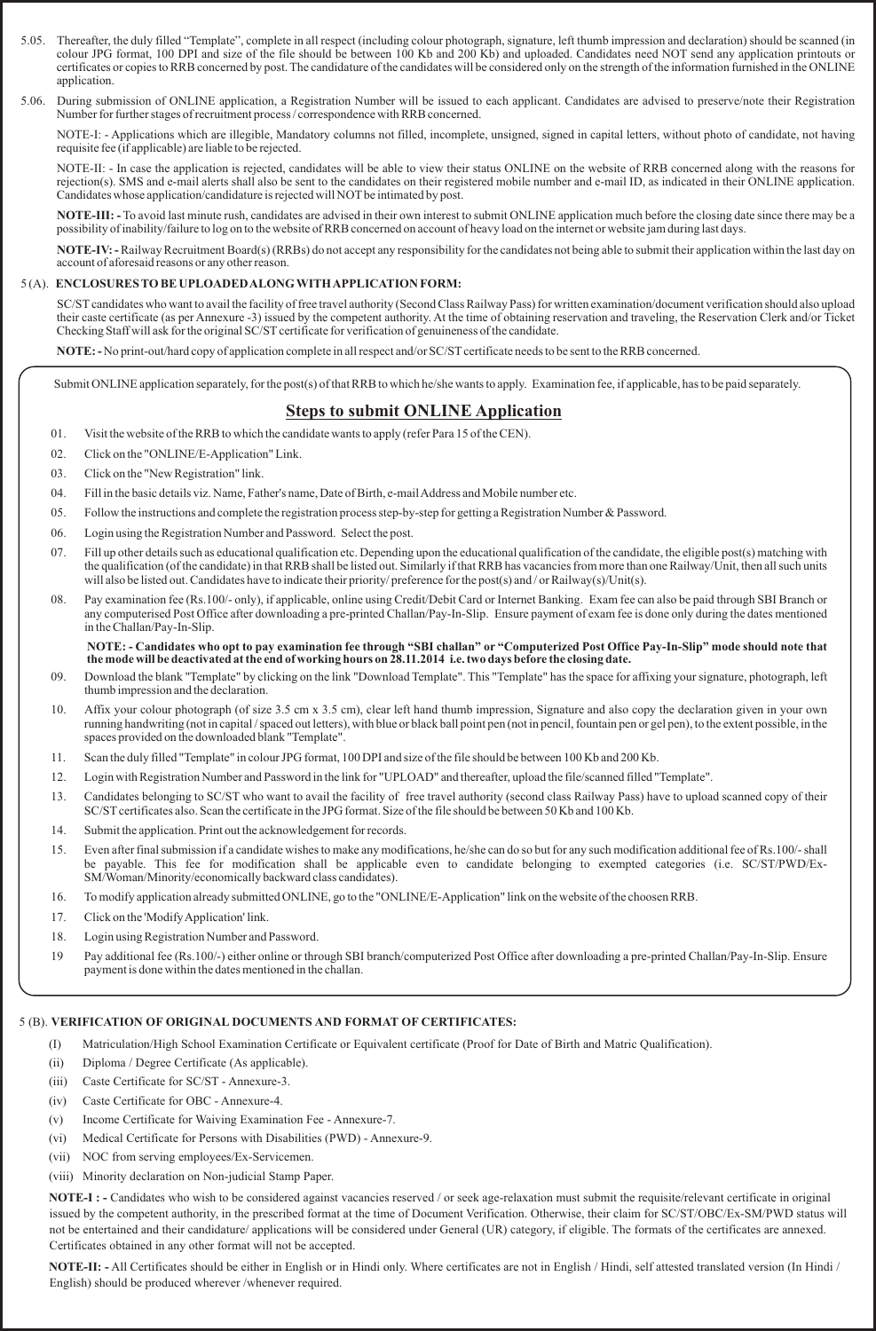5.05. Thereafter, the duly filled "Template", complete in all respect (including colour photograph, signature, left thumb impression and declaration) should be scanned (in colour JPG format, 100 DPI and size of the file should be between 100 Kb and 200 Kb) and uploaded. Candidates need NOT send any application printouts or certificates or copies to RRB concerned by post. The candidature of the candidates will be considered only on the strength of the information furnished in the ONLINE application.

5.06. During submission of ONLINE application, a Registration Number will be issued to each applicant. Candidates are advised to preserve/note their Registration Number for further stages of recruitment process / correspondence with RRB concerned.

NOTE-I: - Applications which are illegible, Mandatory columns not filled, incomplete, unsigned, signed in capital letters, without photo of candidate, not having requisite fee (if applicable) are liable to be rejected.

NOTE-II: - In case the application is rejected, candidates will be able to view their status ONLINE on the website of RRB concerned along with the reasons for rejection(s). SMS and e-mail alerts shall also be sent to the candidates on their registered mobile number and e-mail ID, as indicated in their ONLINE application. Candidates whose application/candidature is rejected will NOT be intimated by post.

**NOTE-III: -** To avoid last minute rush, candidates are advised in their own interest to submit ONLINE application much before the closing date since there may be a possibility of inability/failure to log on to the website of RRB concerned on account of heavy load on the internet or website jam during last days.

**NOTE-IV: -** Railway Recruitment Board(s) (RRBs) do not accept any responsibility for the candidates not being able to submit their application within the last day on account of aforesaid reasons or any other reason.

5 (A). **ENCLOSURES TO BE UPLOADED ALONG WITH APPLICATION FORM:**

SC/ST candidates who want to avail the facility of free travel authority (Second Class Railway Pass) for written examination/document verification should also upload their caste certificate (as per Annexure -3) issued by the competent authority. At the time of obtaining reservation and traveling, the Reservation Clerk and/or Ticket Checking Staff will ask for the original SC/ST certificate for verification of genuineness of the candidate.

**NOTE: -** No print-out/hard copy of application complete in all respect and/or SC/ST certificate needs to be sent to the RRB concerned.

Submit ONLINE application separately, for the post(s) of that RRB to which he/she wants to apply. Examination fee, if applicable, has to be paid separately.

## Steps to submit ONLINE Application

01. Visit the website of the RRB to which the candidate wants to apply (refer Para 15 of the CEN).
02. Click on the "ONLINE/E-Application" Link.
03. Click on the "New Registration" link.
04. Fill in the basic details viz. Name, Father's name, Date of Birth, e-mail Address and Mobile number etc.
05. Follow the instructions and complete the registration process step-by-step for getting a Registration Number & Password.
06. Login using the Registration Number and Password. Select the post.
07. Fill up other details such as educational qualification etc. Depending upon the educational qualification of the candidate, the eligible post(s) matching with the qualification (of the candidate) in that RRB shall be listed out. Similarly if that RRB has vacancies from more than one Railway/Unit, then all such units will also be listed out. Candidates have to indicate their priority/ preference for the post(s) and / or Railway(s)/Unit(s).
08. Pay examination fee (Rs.100/- only), if applicable, online using Credit/Debit Card or Internet Banking. Exam fee can also be paid through SBI Branch or any computerised Post Office after downloading a pre-printed Challan/Pay-In-Slip. Ensure payment of exam fee is done only during the dates mentioned in the Challan/Pay-In-Slip.

    **NOTE: - Candidates who opt to pay examination fee through "SBI challan" or "Computerized Post Office Pay-In-Slip" mode should note that the mode will be deactivated at the end of working hours on 28.11.2014 i.e. two days before the closing date.**
09. Download the blank "Template" by clicking on the link "Download Template". This "Template" has the space for affixing your signature, photograph, left thumb impression and the declaration.
10. Affix your colour photograph (of size 3.5 cm x 3.5 cm), clear left hand thumb impression, Signature and also copy the declaration given in your own running handwriting (not in capital / spaced out letters), with blue or black ball point pen (not in pencil, fountain pen or gel pen), to the extent possible, in the spaces provided on the downloaded blank "Template".
11. Scan the duly filled "Template" in colour JPG format, 100 DPI and size of the file should be between 100 Kb and 200 Kb.
12. Login with Registration Number and Password in the link for "UPLOAD" and thereafter, upload the file/scanned filled "Template".
13. Candidates belonging to SC/ST who want to avail the facility of free travel authority (second class Railway Pass) have to upload scanned copy of their SC/ST certificates also. Scan the certificate in the JPG format. Size of the file should be between 50 Kb and 100 Kb.
14. Submit the application. Print out the acknowledgement for records.
15. Even after final submission if a candidate wishes to make any modifications, he/she can do so but for any such modification additional fee of Rs.100/- shall be payable. This fee for modification shall be applicable even to candidate belonging to exempted categories (i.e. SC/ST/PWD/Ex-SM/Woman/Minority/economically backward class candidates).
16. To modify application already submitted ONLINE, go to the "ONLINE/E-Application" link on the website of the choosen RRB.
17. Click on the 'Modify Application' link.
18. Login using Registration Number and Password.
19. Pay additional fee (Rs.100/-) either online or through SBI branch/computerized Post Office after downloading a pre-printed Challan/Pay-In-Slip. Ensure payment is done within the dates mentioned in the challan.

5 (B). **VERIFICATION OF ORIGINAL DOCUMENTS AND FORMAT OF CERTIFICATES:**

(I) Matriculation/High School Examination Certificate or Equivalent certificate (Proof for Date of Birth and Matric Qualification).
(ii) Diploma / Degree Certificate (As applicable).
(iii) Caste Certificate for SC/ST - Annexure-3.
(iv) Caste Certificate for OBC - Annexure-4.
(v) Income Certificate for Waiving Examination Fee - Annexure-7.
(vi) Medical Certificate for Persons with Disabilities (PWD) - Annexure-9.
(vii) NOC from serving employees/Ex-Servicemen.
(viii) Minority declaration on Non-judicial Stamp Paper.

**NOTE-I : -** Candidates who wish to be considered against vacancies reserved / or seek age-relaxation must submit the requisite/relevant certificate in original issued by the competent authority, in the prescribed format at the time of Document Verification. Otherwise, their claim for SC/ST/OBC/Ex-SM/PWD status will not be entertained and their candidature/ applications will be considered under General (UR) category, if eligible. The formats of the certificates are annexed. Certificates obtained in any other format will not be accepted.

**NOTE-II: -** All Certificates should be either in English or in Hindi only. Where certificates are not in English / Hindi, self attested translated version (In Hindi / English) should be produced wherever /whenever required.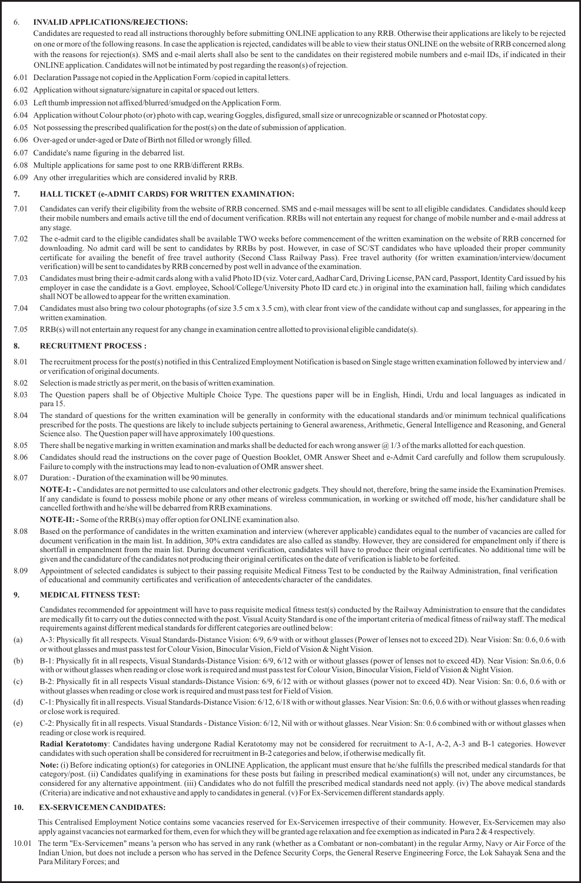## 6. INVALID APPLICATIONS/REJECTIONS:

Candidates are requested to read all instructions thoroughly before submitting ONLINE application to any RRB. Otherwise their applications are likely to be rejected on one or more of the following reasons. In case the application is rejected, candidates will be able to view their status ONLINE on the website of RRB concerned along with the reasons for rejection(s). SMS and e-mail alerts shall also be sent to the candidates on their registered mobile numbers and e-mail IDs, if indicated in their ONLINE application. Candidates will not be intimated by post regarding the reason(s) of rejection.

6.01 Declaration Passage not copied in the Application Form /copied in capital letters.

6.02 Application without signature/signature in capital or spaced out letters.

6.03 Left thumb impression not affixed/blurred/smudged on the Application Form.

6.04 Application without Colour photo (or) photo with cap, wearing Goggles, disfigured, small size or unrecognizable or scanned or Photostat copy.

6.05 Not possessing the prescribed qualification for the post(s) on the date of submission of application.

6.06 Over-aged or under-aged or Date of Birth not filled or wrongly filled.

6.07 Candidate's name figuring in the debarred list.

6.08 Multiple applications for same post to one RRB/different RRBs.

6.09 Any other irregularities which are considered invalid by RRB.

## 7. HALL TICKET (e-ADMIT CARDS) FOR WRITTEN EXAMINATION:

7.01 Candidates can verify their eligibility from the website of RRB concerned. SMS and e-mail messages will be sent to all eligible candidates. Candidates should keep their mobile numbers and emails active till the end of document verification. RRBs will not entertain any request for change of mobile number and e-mail address at any stage.

7.02 The e-admit card to the eligible candidates shall be available TWO weeks before commencement of the written examination on the website of RRB concerned for downloading. No admit card will be sent to candidates by RRBs by post. However, in case of SC/ST candidates who have uploaded their proper community certificate for availing the benefit of free travel authority (Second Class Railway Pass). Free travel authority (for written examination/interview/document verification) will be sent to candidates by RRB concerned by post well in advance of the examination.

7.03 Candidates must bring their e-admit cards along with a valid Photo ID (viz. Voter card, Aadhar Card, Driving License, PAN card, Passport, Identity Card issued by his employer in case the candidate is a Govt. employee, School/College/University Photo ID card etc.) in original into the examination hall, failing which candidates shall NOT be allowed to appear for the written examination.

7.04 Candidates must also bring two colour photographs (of size 3.5 cm x 3.5 cm), with clear front view of the candidate without cap and sunglasses, for appearing in the written examination.

7.05 RRB(s) will not entertain any request for any change in examination centre allotted to provisional eligible candidate(s).

## 8. RECRUITMENT PROCESS :

8.01 The recruitment process for the post(s) notified in this Centralized Employment Notification is based on Single stage written examination followed by interview and / or verification of original documents.

8.02 Selection is made strictly as per merit, on the basis of written examination.

8.03 The Question papers shall be of Objective Multiple Choice Type. The questions paper will be in English, Hindi, Urdu and local languages as indicated in para 15.

8.04 The standard of questions for the written examination will be generally in conformity with the educational standards and/or minimum technical qualifications prescribed for the posts. The questions are likely to include subjects pertaining to General awareness, Arithmetic, General Intelligence and Reasoning, and General Science also. The Question paper will have approximately 100 questions.

8.05 There shall be negative marking in written examination and marks shall be deducted for each wrong answer @ 1/3 of the marks allotted for each question.

8.06 Candidates should read the instructions on the cover page of Question Booklet, OMR Answer Sheet and e-Admit Card carefully and follow them scrupulously. Failure to comply with the instructions may lead to non-evaluation of OMR answer sheet.

8.07 Duration: - Duration of the examination will be 90 minutes.

**NOTE-I: -** Candidates are not permitted to use calculators and other electronic gadgets. They should not, therefore, bring the same inside the Examination Premises. If any candidate is found to possess mobile phone or any other means of wireless communication, in working or switched off mode, his/her candidature shall be cancelled forthwith and he/she will be debarred from RRB examinations.

**NOTE-II: -** Some of the RRB(s) may offer option for ONLINE examination also.

8.08 Based on the performance of candidates in the written examination and interview (wherever applicable) candidates equal to the number of vacancies are called for document verification in the main list. In addition, 30% extra candidates are also called as standby. However, they are considered for empanelment only if there is shortfall in empanelment from the main list. During document verification, candidates will have to produce their original certificates. No additional time will be given and the candidature of the candidates not producing their original certificates on the date of verification is liable to be forfeited.

8.09 Appointment of selected candidates is subject to their passing requisite Medical Fitness Test to be conducted by the Railway Administration, final verification of educational and community certificates and verification of antecedents/character of the candidates.

## 9. MEDICAL FITNESS TEST:

Candidates recommended for appointment will have to pass requisite medical fitness test(s) conducted by the Railway Administration to ensure that the candidates are medically fit to carry out the duties connected with the post. Visual Acuity Standard is one of the important criteria of medical fitness of railway staff. The medical requirements against different medical standards for different categories are outlined below:

(a) A-3: Physically fit all respects. Visual Standards-Distance Vision: 6/9, 6/9 with or without glasses (Power of lenses not to exceed 2D). Near Vision: Sn: 0.6, 0.6 with or without glasses and must pass test for Colour Vision, Binocular Vision, Field of Vision & Night Vision.

(b) B-1: Physically fit in all respects, Visual Standards-Distance Vision: 6/9, 6/12 with or without glasses (power of lenses not to exceed 4D). Near Vision: Sn.0.6, 0.6 with or without glasses when reading or close work is required and must pass test for Colour Vision, Binocular Vision, Field of Vision & Night Vision.

(c) B-2: Physically fit in all respects Visual standards-Distance Vision: 6/9, 6/12 with or without glasses (power not to exceed 4D). Near Vision: Sn: 0.6, 0.6 with or without glasses when reading or close work is required and must pass test for Field of Vision.

(d) C-1: Physically fit in all respects. Visual Standards-Distance Vision: 6/12, 6/18 with or without glasses. Near Vision: Sn: 0.6, 0.6 with or without glasses when reading or close work is required.

(e) C-2: Physically fit in all respects. Visual Standards - Distance Vision: 6/12, Nil with or without glasses. Near Vision: Sn: 0.6 combined with or without glasses when reading or close work is required.

**Radial Keratotomy**: Candidates having undergone Radial Keratotomy may not be considered for recruitment to A-1, A-2, A-3 and B-1 categories. However candidates with such operation shall be considered for recruitment in B-2 categories and below, if otherwise medically fit.

**Note:** (i) Before indicating option(s) for categories in ONLINE Application, the applicant must ensure that he/she fulfills the prescribed medical standards for that category/post. (ii) Candidates qualifying in examinations for these posts but failing in prescribed medical examination(s) will not, under any circumstances, be considered for any alternative appointment. (iii) Candidates who do not fulfill the prescribed medical standards need not apply. (iv) The above medical standards (Criteria) are indicative and not exhaustive and apply to candidates in general. (v) For Ex-Servicemen different standards apply.

## 10. EX-SERVICEMEN CANDIDATES:

This Centralised Employment Notice contains some vacancies reserved for Ex-Servicemen irrespective of their community. However, Ex-Servicemen may also apply against vacancies not earmarked for them, even for which they will be granted age relaxation and fee exemption as indicated in Para 2 & 4 respectively.

10.01 The term "Ex-Servicemen" means 'a person who has served in any rank (whether as a Combatant or non-combatant) in the regular Army, Navy or Air Force of the Indian Union, but does not include a person who has served in the Defence Security Corps, the General Reserve Engineering Force, the Lok Sahayak Sena and the Para Military Forces; and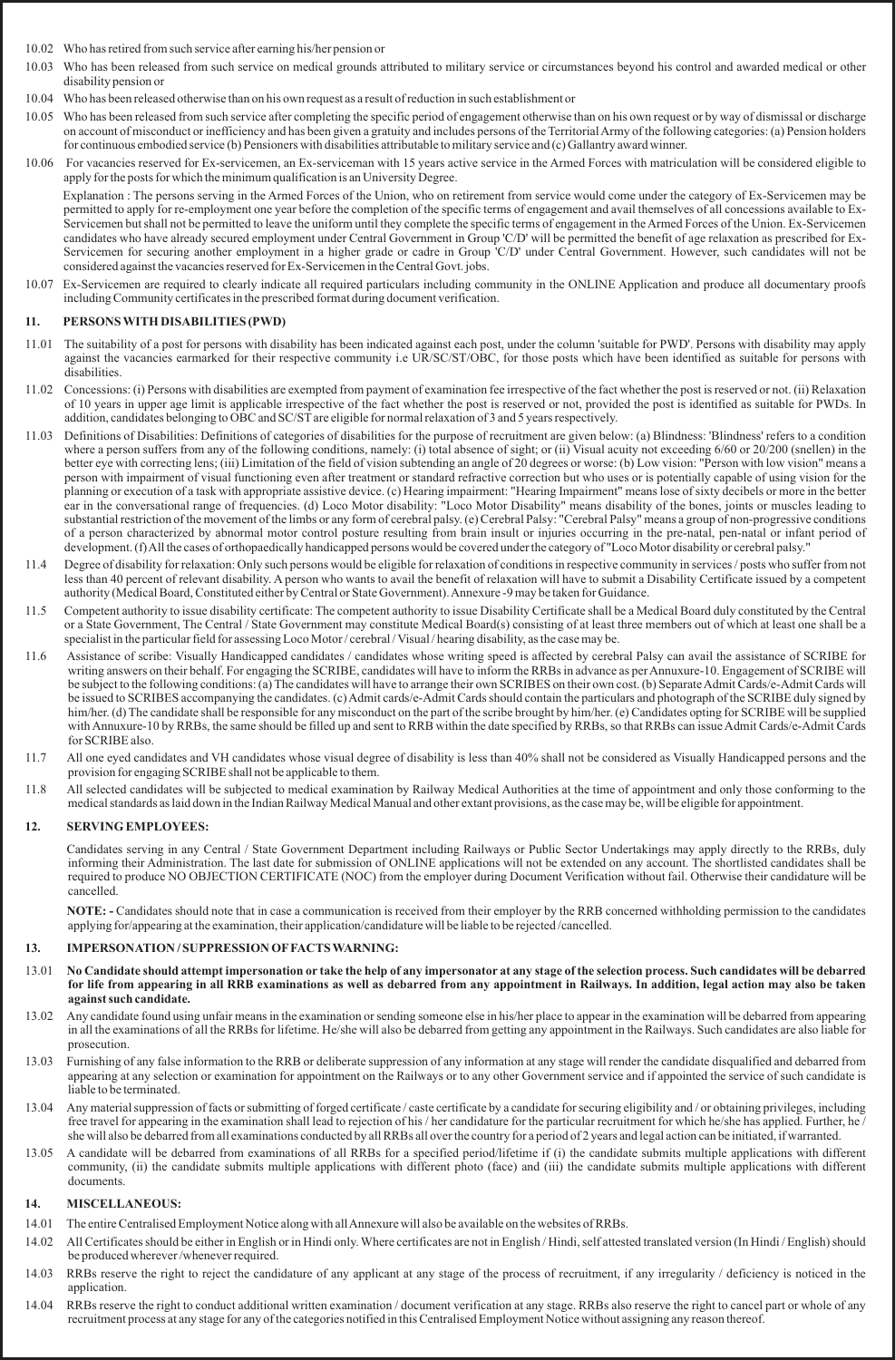10.02 Who has retired from such service after earning his/her pension or

10.03 Who has been released from such service on medical grounds attributed to military service or circumstances beyond his control and awarded medical or other disability pension or

10.04 Who has been released otherwise than on his own request as a result of reduction in such establishment or

10.05 Who has been released from such service after completing the specific period of engagement otherwise than on his own request or by way of dismissal or discharge on account of misconduct or inefficiency and has been given a gratuity and includes persons of the Territorial Army of the following categories: (a) Pension holders for continuous embodied service (b) Pensioners with disabilities attributable to military service and (c) Gallantry award winner.

10.06 For vacancies reserved for Ex-servicemen, an Ex-serviceman with 15 years active service in the Armed Forces with matriculation will be considered eligible to apply for the posts for which the minimum qualification is an University Degree.

Explanation : The persons serving in the Armed Forces of the Union, who on retirement from service would come under the category of Ex-Servicemen may be permitted to apply for re-employment one year before the completion of the specific terms of engagement and avail themselves of all concessions available to Ex-Servicemen but shall not be permitted to leave the uniform until they complete the specific terms of engagement in the Armed Forces of the Union. Ex-Servicemen candidates who have already secured employment under Central Government in Group 'C/D' will be permitted the benefit of age relaxation as prescribed for Ex-Servicemen for securing another employment in a higher grade or cadre in Group 'C/D' under Central Government. However, such candidates will not be considered against the vacancies reserved for Ex-Servicemen in the Central Govt. jobs.

10.07 Ex-Servicemen are required to clearly indicate all required particulars including community in the ONLINE Application and produce all documentary proofs including Community certificates in the prescribed format during document verification.

## 11. PERSONS WITH DISABILITIES (PWD)

11.01 The suitability of a post for persons with disability has been indicated against each post, under the column 'suitable for PWD'. Persons with disability may apply against the vacancies earmarked for their respective community i.e UR/SC/ST/OBC, for those posts which have been identified as suitable for persons with disabilities.

11.02 Concessions: (i) Persons with disabilities are exempted from payment of examination fee irrespective of the fact whether the post is reserved or not. (ii) Relaxation of 10 years in upper age limit is applicable irrespective of the fact whether the post is reserved or not, provided the post is identified as suitable for PWDs. In addition, candidates belonging to OBC and SC/ST are eligible for normal relaxation of 3 and 5 years respectively.

11.03 Definitions of Disabilities: Definitions of categories of disabilities for the purpose of recruitment are given below: (a) Blindness: 'Blindness' refers to a condition where a person suffers from any of the following conditions, namely: (i) total absence of sight; or (ii) Visual acuity not exceeding 6/60 or 20/200 (snellen) in the better eye with correcting lens; (iii) Limitation of the field of vision subtending an angle of 20 degrees or worse: (b) Low vision: "Person with low vision" means a person with impairment of visual functioning even after treatment or standard refractive correction but who uses or is potentially capable of using vision for the planning or execution of a task with appropriate assistive device. (c) Hearing impairment: "Hearing Impairment" means lose of sixty decibels or more in the better ear in the conversational range of frequencies. (d) Loco Motor disability: "Loco Motor Disability" means disability of the bones, joints or muscles leading to substantial restriction of the movement of the limbs or any form of cerebral palsy. (e) Cerebral Palsy: "Cerebral Palsy" means a group of non-progressive conditions of a person characterized by abnormal motor control posture resulting from brain insult or injuries occurring in the pre-natal, pen-natal or infant period of development. (f) All the cases of orthopaedically handicapped persons would be covered under the category of "Loco Motor disability or cerebral palsy."

11.4 Degree of disability for relaxation: Only such persons would be eligible for relaxation of conditions in respective community in services / posts who suffer from not less than 40 percent of relevant disability. A person who wants to avail the benefit of relaxation will have to submit a Disability Certificate issued by a competent authority (Medical Board, Constituted either by Central or State Government). Annexure -9 may be taken for Guidance.

11.5 Competent authority to issue disability certificate: The competent authority to issue Disability Certificate shall be a Medical Board duly constituted by the Central or a State Government, The Central / State Government may constitute Medical Board(s) consisting of at least three members out of which at least one shall be a specialist in the particular field for assessing Loco Motor / cerebral / Visual / hearing disability, as the case may be.

11.6 Assistance of scribe: Visually Handicapped candidates / candidates whose writing speed is affected by cerebral Palsy can avail the assistance of SCRIBE for writing answers on their behalf. For engaging the SCRIBE, candidates will have to inform the RRBs in advance as per Annuxure-10. Engagement of SCRIBE will be subject to the following conditions: (a) The candidates will have to arrange their own SCRIBES on their own cost. (b) Separate Admit Cards/e-Admit Cards will be issued to SCRIBES accompanying the candidates. (c) Admit cards/e-Admit Cards should contain the particulars and photograph of the SCRIBE duly signed by him/her. (d) The candidate shall be responsible for any misconduct on the part of the scribe brought by him/her. (e) Candidates opting for SCRIBE will be supplied with Annuxure-10 by RRBs, the same should be filled up and sent to RRB within the date specified by RRBs, so that RRBs can issue Admit Cards/e-Admit Cards for SCRIBE also.

11.7 All one eyed candidates and VH candidates whose visual degree of disability is less than 40% shall not be considered as Visually Handicapped persons and the provision for engaging SCRIBE shall not be applicable to them.

11.8 All selected candidates will be subjected to medical examination by Railway Medical Authorities at the time of appointment and only those conforming to the medical standards as laid down in the Indian Railway Medical Manual and other extant provisions, as the case may be, will be eligible for appointment.

## 12. SERVING EMPLOYEES:

Candidates serving in any Central / State Government Department including Railways or Public Sector Undertakings may apply directly to the RRBs, duly informing their Administration. The last date for submission of ONLINE applications will not be extended on any account. The shortlisted candidates shall be required to produce NO OBJECTION CERTIFICATE (NOC) from the employer during Document Verification without fail. Otherwise their candidature will be cancelled.

**NOTE: -** Candidates should note that in case a communication is received from their employer by the RRB concerned withholding permission to the candidates applying for/appearing at the examination, their application/candidature will be liable to be rejected /cancelled.

## 13. IMPERSONATION / SUPPRESSION OF FACTS WARNING:

13.01 **No Candidate should attempt impersonation or take the help of any impersonator at any stage of the selection process. Such candidates will be debarred for life from appearing in all RRB examinations as well as debarred from any appointment in Railways. In addition, legal action may also be taken against such candidate.**

13.02 Any candidate found using unfair means in the examination or sending someone else in his/her place to appear in the examination will be debarred from appearing in all the examinations of all the RRBs for lifetime. He/she will also be debarred from getting any appointment in the Railways. Such candidates are also liable for prosecution.

13.03 Furnishing of any false information to the RRB or deliberate suppression of any information at any stage will render the candidate disqualified and debarred from appearing at any selection or examination for appointment on the Railways or to any other Government service and if appointed the service of such candidate is liable to be terminated.

13.04 Any material suppression of facts or submitting of forged certificate / caste certificate by a candidate for securing eligibility and / or obtaining privileges, including free travel for appearing in the examination shall lead to rejection of his / her candidature for the particular recruitment for which he/she has applied. Further, he / she will also be debarred from all examinations conducted by all RRBs all over the country for a period of 2 years and legal action can be initiated, if warranted.

13.05 A candidate will be debarred from examinations of all RRBs for a specified period/lifetime if (i) the candidate submits multiple applications with different community, (ii) the candidate submits multiple applications with different photo (face) and (iii) the candidate submits multiple applications with different documents.

## 14. MISCELLANEOUS:

14.01 The entire Centralised Employment Notice along with all Annexure will also be available on the websites of RRBs.

14.02 All Certificates should be either in English or in Hindi only. Where certificates are not in English / Hindi, self attested translated version (In Hindi / English) should be produced wherever /whenever required.

14.03 RRBs reserve the right to reject the candidature of any applicant at any stage of the process of recruitment, if any irregularity / deficiency is noticed in the application.

14.04 RRBs reserve the right to conduct additional written examination / document verification at any stage. RRBs also reserve the right to cancel part or whole of any recruitment process at any stage for any of the categories notified in this Centralised Employment Notice without assigning any reason thereof.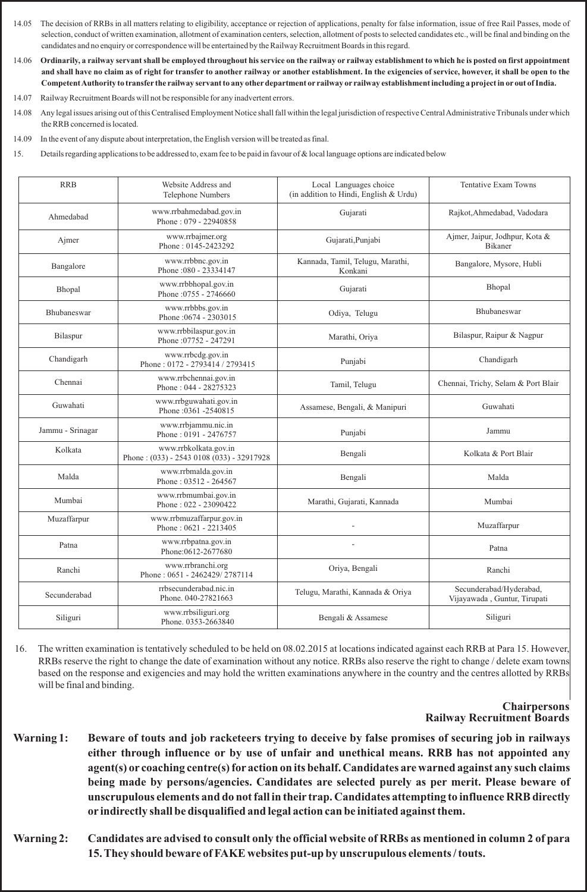14.05 The decision of RRBs in all matters relating to eligibility, acceptance or rejection of applications, penalty for false information, issue of free Rail Passes, mode of selection, conduct of written examination, allotment of examination centers, selection, allotment of posts to selected candidates etc., will be final and binding on the candidates and no enquiry or correspondence will be entertained by the Railway Recruitment Boards in this regard.

14.06 **Ordinarily, a railway servant shall be employed throughout his service on the railway or railway establishment to which he is posted on first appointment and shall have no claim as of right for transfer to another railway or another establishment. In the exigencies of service, however, it shall be open to the Competent Authority to transfer the railway servant to any other department or railway or railway establishment including a project in or out of India.**

14.07 Railway Recruitment Boards will not be responsible for any inadvertent errors.

14.08 Any legal issues arising out of this Centralised Employment Notice shall fall within the legal jurisdiction of respective Central Administrative Tribunals under which the RRB concerned is located.

14.09 In the event of any dispute about interpretation, the English version will be treated as final.

15. Details regarding applications to be addressed to, exam fee to be paid in favour of & local language options are indicated below

| RRB | Website Address and Telephone Numbers | Local Languages choice (in addition to Hindi, English & Urdu) | Tentative Exam Towns |
|---|---|---|---|
| Ahmedabad | www.rrbahmedabad.gov.in Phone : 079 - 22940858 | Gujarati | Rajkot,Ahmedabad, Vadodara |
| Ajmer | www.rrbajmer.org Phone : 0145-2423292 | Gujarati,Punjabi | Ajmer, Jaipur, Jodhpur, Kota & Bikaner |
| Bangalore | www.rrbbnc.gov.in Phone :080 - 23334147 | Kannada, Tamil, Telugu, Marathi, Konkani | Bangalore, Mysore, Hubli |
| Bhopal | www.rrbbhopal.gov.in Phone :0755 - 2746660 | Gujarati | Bhopal |
| Bhubaneswar | www.rrbbbs.gov.in Phone :0674 - 2303015 | Odiya, Telugu | Bhubaneswar |
| Bilaspur | www.rrbbilaspur.gov.in Phone :07752 - 247291 | Marathi, Oriya | Bilaspur, Raipur & Nagpur |
| Chandigarh | www.rrbcdg.gov.in Phone : 0172 - 2793414 / 2793415 | Punjabi | Chandigarh |
| Chennai | www.rrbchennai.gov.in Phone : 044 - 28275323 | Tamil, Telugu | Chennai, Trichy, Selam & Port Blair |
| Guwahati | www.rrbguwahati.gov.in Phone :0361 -2540815 | Assamese, Bengali, & Manipuri | Guwahati |
| Jammu - Srinagar | www.rrbjammu.nic.in Phone : 0191 - 2476757 | Punjabi | Jammu |
| Kolkata | www.rrbkolkata.gov.in Phone : (033) - 2543 0108 (033) - 32917928 | Bengali | Kolkata & Port Blair |
| Malda | www.rrbmalda.gov.in Phone : 03512 - 264567 | Bengali | Malda |
| Mumbai | www.rrbmumbai.gov.in Phone : 022 - 23090422 | Marathi, Gujarati, Kannada | Mumbai |
| Muzaffarpur | www.rrbmuzaffarpur.gov.in Phone : 0621 - 2213405 | - | Muzaffarpur |
| Patna | www.rrbpatna.gov.in Phone:0612-2677680 | - | Patna |
| Ranchi | www.rrbranchi.org Phone : 0651 - 2462429/ 2787114 | Oriya, Bengali | Ranchi |
| Secunderabad | rrbsecunderabad.nic.in Phone. 040-27821663 | Telugu, Marathi, Kannada & Oriya | Secunderabad/Hyderabad, Vijayawada , Guntur, Tirupati |
| Siliguri | www.rrbsiliguri.org Phone. 0353-2663840 | Bengali & Assamese | Siliguri |

16. The written examination is tentatively scheduled to be held on 08.02.2015 at locations indicated against each RRB at Para 15. However, RRBs reserve the right to change the date of examination without any notice. RRBs also reserve the right to change / delete exam towns based on the response and exigencies and may hold the written examinations anywhere in the country and the centres allotted by RRBs will be final and binding.

**Chairpersons**
**Railway Recruitment Boards**

**Warning 1: Beware of touts and job racketeers trying to deceive by false promises of securing job in railways either through influence or by use of unfair and unethical means. RRB has not appointed any agent(s) or coaching centre(s) for action on its behalf. Candidates are warned against any such claims being made by persons/agencies. Candidates are selected purely as per merit. Please beware of unscrupulous elements and do not fall in their trap. Candidates attempting to influence RRB directly or indirectly shall be disqualified and legal action can be initiated against them.**

**Warning 2: Candidates are advised to consult only the official website of RRBs as mentioned in column 2 of para 15. They should beware of FAKE websites put-up by unscrupulous elements / touts.**